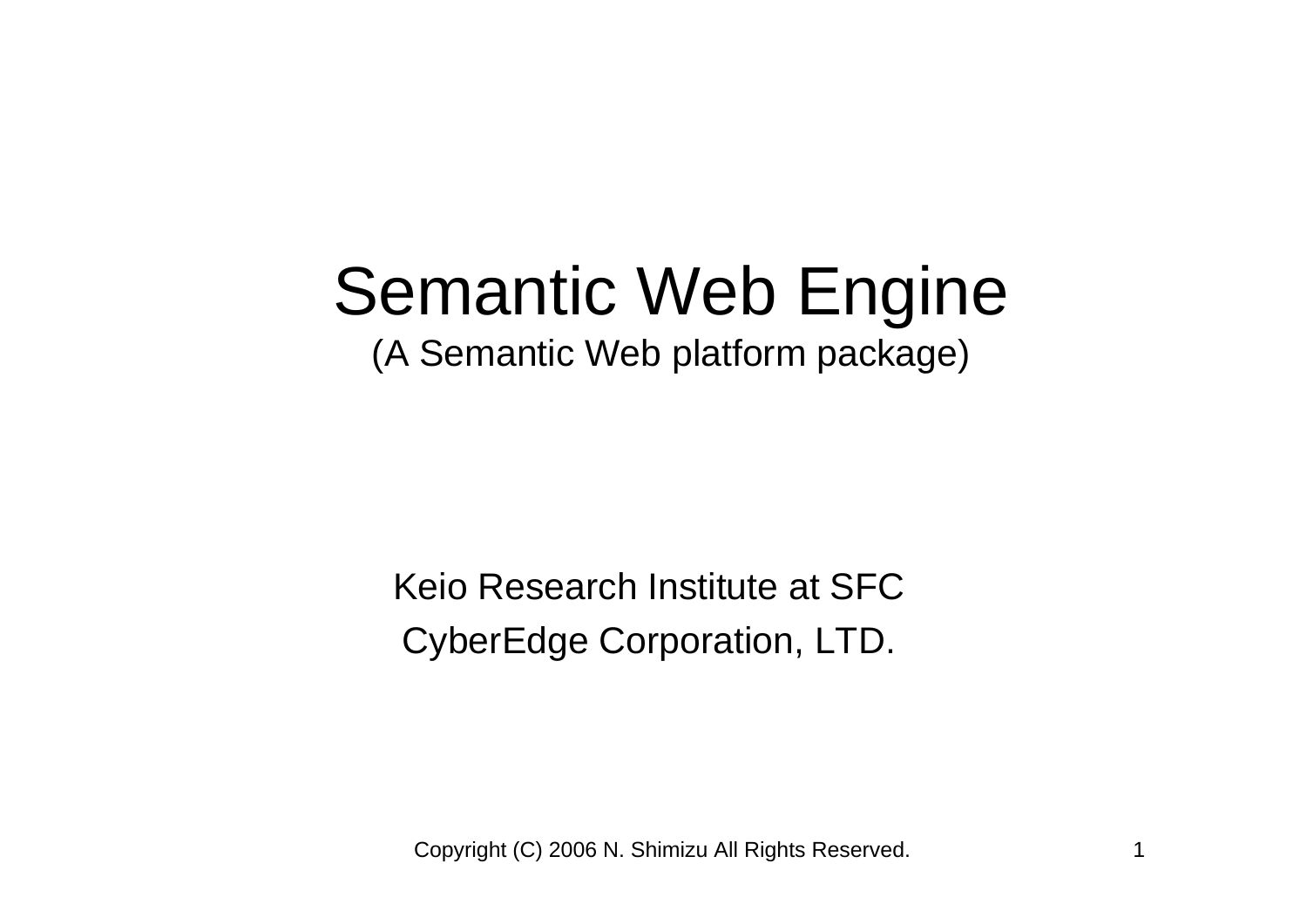# Semantic Web Engine

(A Semantic Web platform package)

Keio Research Institute at SFC

CyberEdge Corporation, LTD.

Copyright (C) 2006 N. Shimizu All Rights Reserved.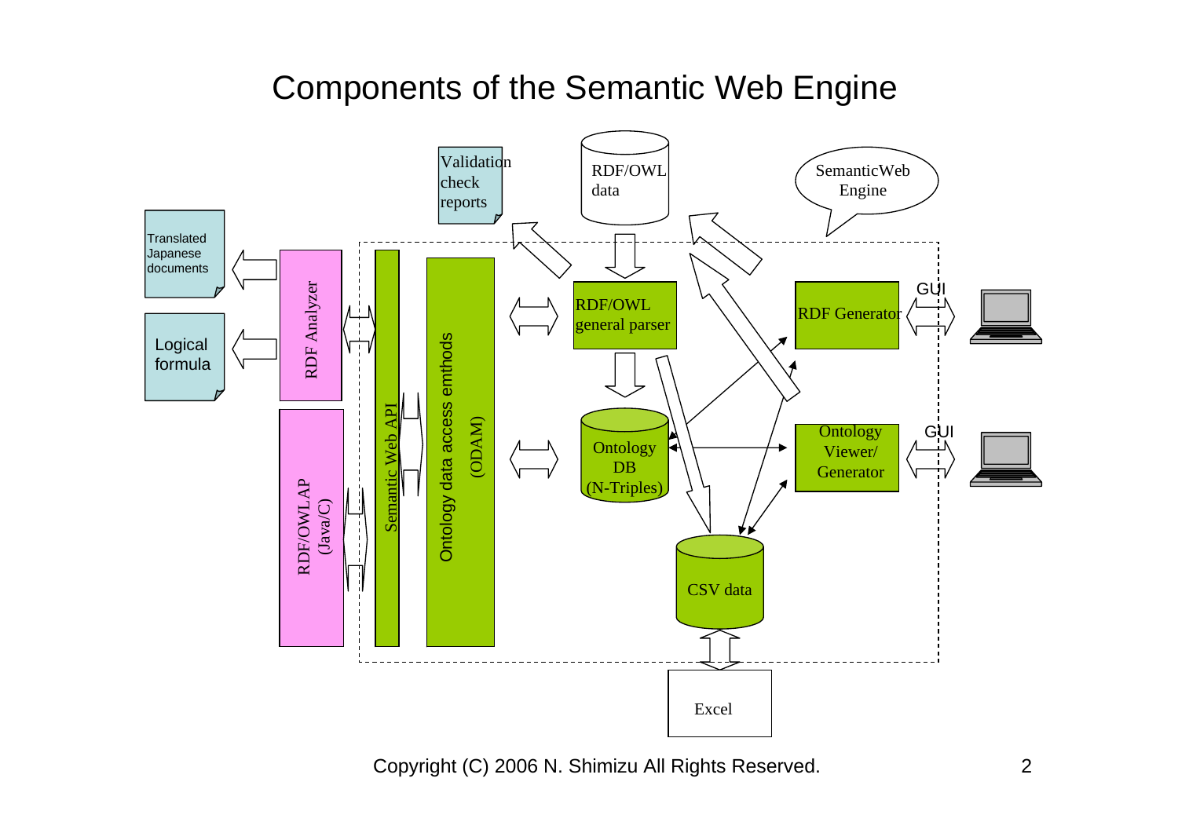# Components of the Semantic Web Engine

Translated Japanese documents

Logical formula

RDF Analyzer

RDF/OWLAP (Java/C)

Semantic Web API

Ontology data access emthods (ODAM)

Validation check reports

RDF/OWL data

SemanticWeb Engine

RDF/OWL general parser

Ontology DB (N-Triples)

CSV data

Excel

RDF Generator

Ontology Viewer/ Generator

GUI

GUI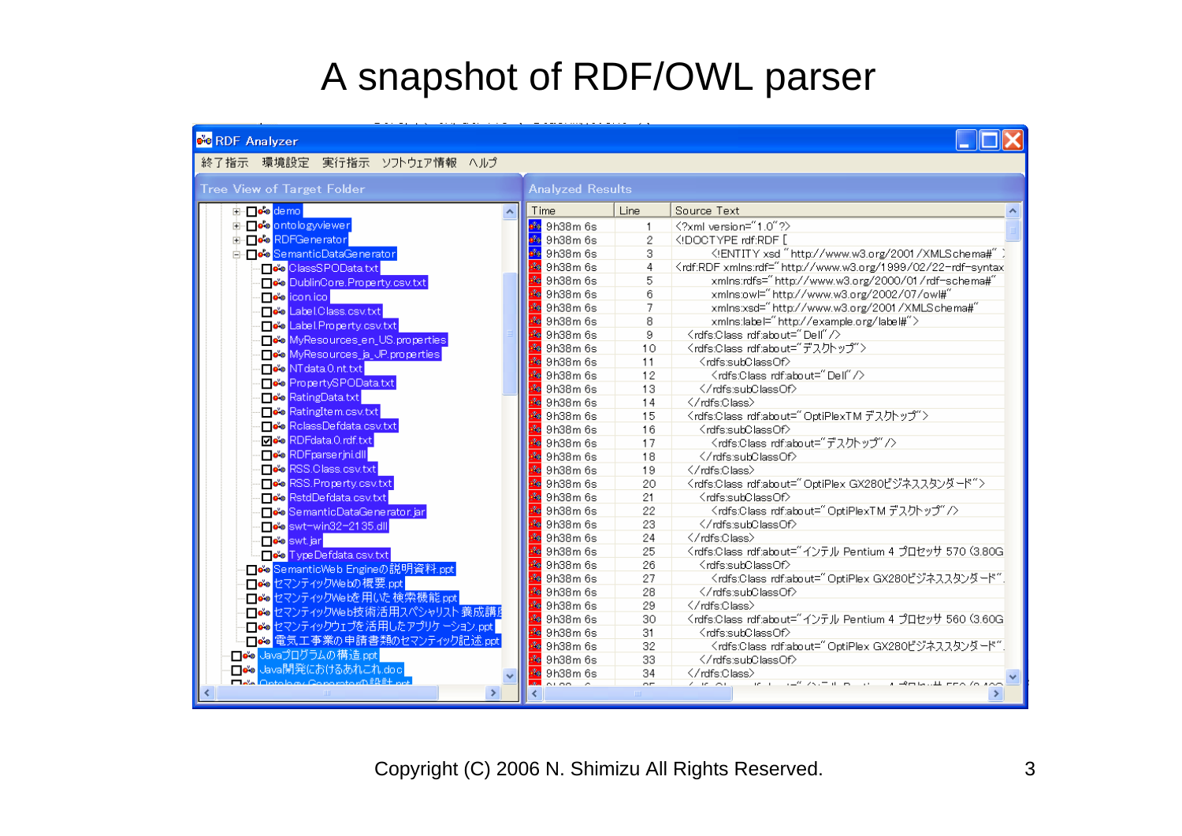# A snapshot of RDF/OWL parser

RDF Analyzer

終了指示　環境設定　実行指示　ソフトウェア情報　ヘルプ

**Tree View of Target Folder**

- demo
- ontologyviewer
- RDFGenerator
- SemanticDataGenerator
  - ClassSPOData.txt
  - DublinCore.Property.csv.txt
  - icon.ico
  - Label.Class.csv.txt
  - Label.Property.csv.txt
  - MyResources_en_US.properties
  - MyResources_ja_JP.properties
  - NTdata.0.nt.txt
  - PropertySPOData.txt
  - RatingData.txt
  - RatingItem.csv.txt
  - RclassDefdata.csv.txt
  - RDFdata.0.rdf.txt
  - RDFparserjni.dll
  - RSS.Class.csv.txt
  - RSS.Property.csv.txt
  - RstdDefdata.csv.txt
  - SemanticDataGenerator.jar
  - swt-win32-2135.dll
  - swt.jar
  - TypeDefdata.csv.txt
- SemanticWeb Engineの説明資料.ppt
- セマンティックWebの概要.ppt
- セマンティックWebを用いた検索機能.ppt
- セマンティックWeb技術活用スペシャリスト養成講
- セマンティックウェブを活用したアプリケーション.ppt
- 電気工事業の申請書類のセマンティック記述.ppt
- Javaプログラムの構造.ppt
- Java開発におけるあれこれ.doc

**Analyzed Results**

| Time | Line | Source Text |
|---|---|---|
| 9h38m 6s | 1 | `<?xml version="1.0"?>` |
| 9h38m 6s | 2 | `<!DOCTYPE rdf:RDF [` |
| 9h38m 6s | 3 | `<!ENTITY xsd "http://www.w3.org/2001/XMLSchema#"` |
| 9h38m 6s | 4 | `<rdf:RDF xmlns:rdf="http://www.w3.org/1999/02/22-rdf-syntax` |
| 9h38m 6s | 5 | `xmlns:rdfs="http://www.w3.org/2000/01/rdf-schema#"` |
| 9h38m 6s | 6 | `xmlns:owl="http://www.w3.org/2002/07/owl#"` |
| 9h38m 6s | 7 | `xmlns:xsd="http://www.w3.org/2001/XMLSchema#"` |
| 9h38m 6s | 8 | `xmlns:label="http://example.org/label#">` |
| 9h38m 6s | 9 | `<rdfs:Class rdf:about="Dell"/>` |
| 9h38m 6s | 10 | `<rdfs:Class rdf:about="デスクトップ">` |
| 9h38m 6s | 11 | `<rdfs:subClassOf>` |
| 9h38m 6s | 12 | `<rdfs:Class rdf:about="Dell"/>` |
| 9h38m 6s | 13 | `</rdfs:subClassOf>` |
| 9h38m 6s | 14 | `</rdfs:Class>` |
| 9h38m 6s | 15 | `<rdfs:Class rdf:about="OptiPlexTM デスクトップ">` |
| 9h38m 6s | 16 | `<rdfs:subClassOf>` |
| 9h38m 6s | 17 | `<rdfs:Class rdf:about="デスクトップ"/>` |
| 9h38m 6s | 18 | `</rdfs:subClassOf>` |
| 9h38m 6s | 19 | `</rdfs:Class>` |
| 9h38m 6s | 20 | `<rdfs:Class rdf:about="OptiPlex GX280ビジネススタンダード">` |
| 9h38m 6s | 21 | `<rdfs:subClassOf>` |
| 9h38m 6s | 22 | `<rdfs:Class rdf:about="OptiPlexTM デスクトップ"/>` |
| 9h38m 6s | 23 | `</rdfs:subClassOf>` |
| 9h38m 6s | 24 | `</rdfs:Class>` |
| 9h38m 6s | 25 | `<rdfs:Class rdf:about="インテル Pentium 4 プロセッサ 570 (3.80G` |
| 9h38m 6s | 26 | `<rdfs:subClassOf>` |
| 9h38m 6s | 27 | `<rdfs:Class rdf:about="OptiPlex GX280ビジネススタンダード"` |
| 9h38m 6s | 28 | `</rdfs:subClassOf>` |
| 9h38m 6s | 29 | `</rdfs:Class>` |
| 9h38m 6s | 30 | `<rdfs:Class rdf:about="インテル Pentium 4 プロセッサ 560 (3.60G` |
| 9h38m 6s | 31 | `<rdfs:subClassOf>` |
| 9h38m 6s | 32 | `<rdfs:Class rdf:about="OptiPlex GX280ビジネススタンダード"` |
| 9h38m 6s | 33 | `</rdfs:subClassOf>` |
| 9h38m 6s | 34 | `</rdfs:Class>` |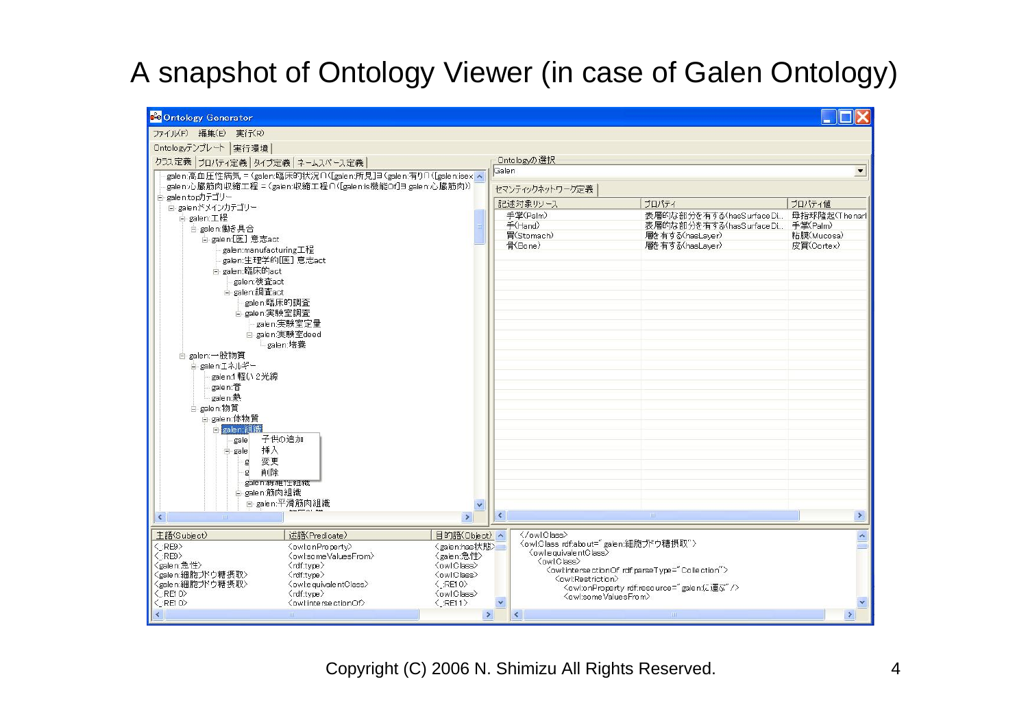# A snapshot of Ontology Viewer (in case of Galen Ontology)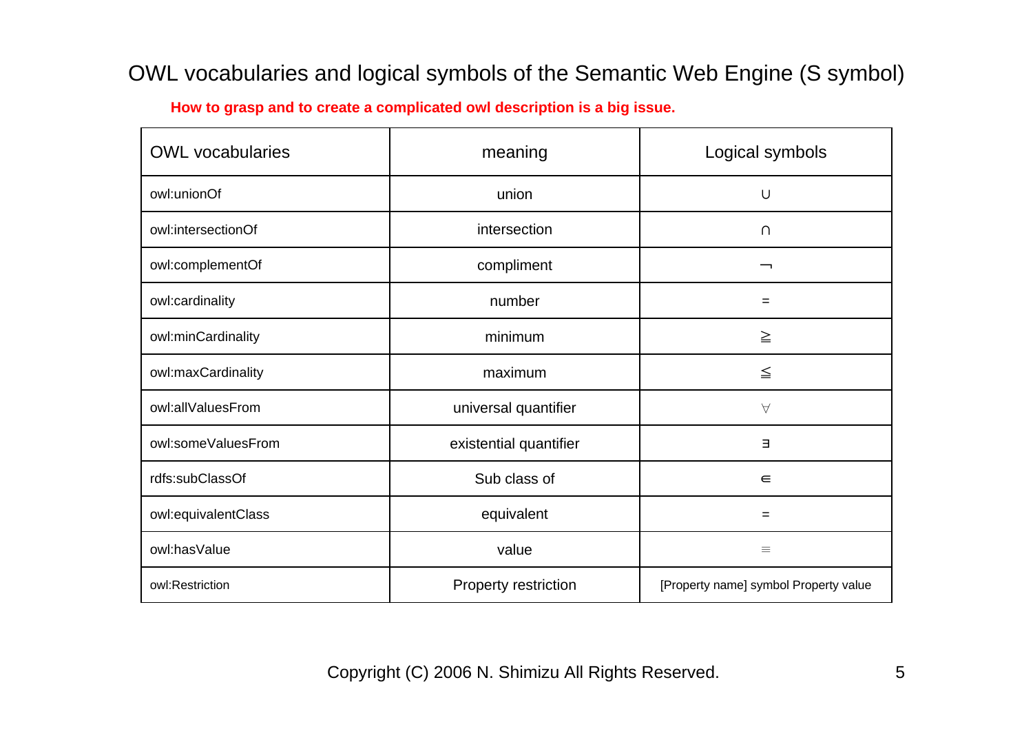# OWL vocabularies and logical symbols of the Semantic Web Engine (S symbol)

**How to grasp and to create a complicated owl description is a big issue.**

| OWL vocabularies | meaning | Logical symbols |
|---|---|---|
| owl:unionOf | union | ∪ |
| owl:intersectionOf | intersection | ∩ |
| owl:complementOf | compliment | ¬ |
| owl:cardinality | number | = |
| owl:minCardinality | minimum | ≧ |
| owl:maxCardinality | maximum | ≦ |
| owl:allValuesFrom | universal quantifier | ∀ |
| owl:someValuesFrom | existential quantifier | ∃ |
| rdfs:subClassOf | Sub class of | ∈ |
| owl:equivalentClass | equivalent | = |
| owl:hasValue | value | ≡ |
| owl:Restriction | Property restriction | [Property name] symbol Property value |

Copyright (C) 2006 N. Shimizu All Rights Reserved.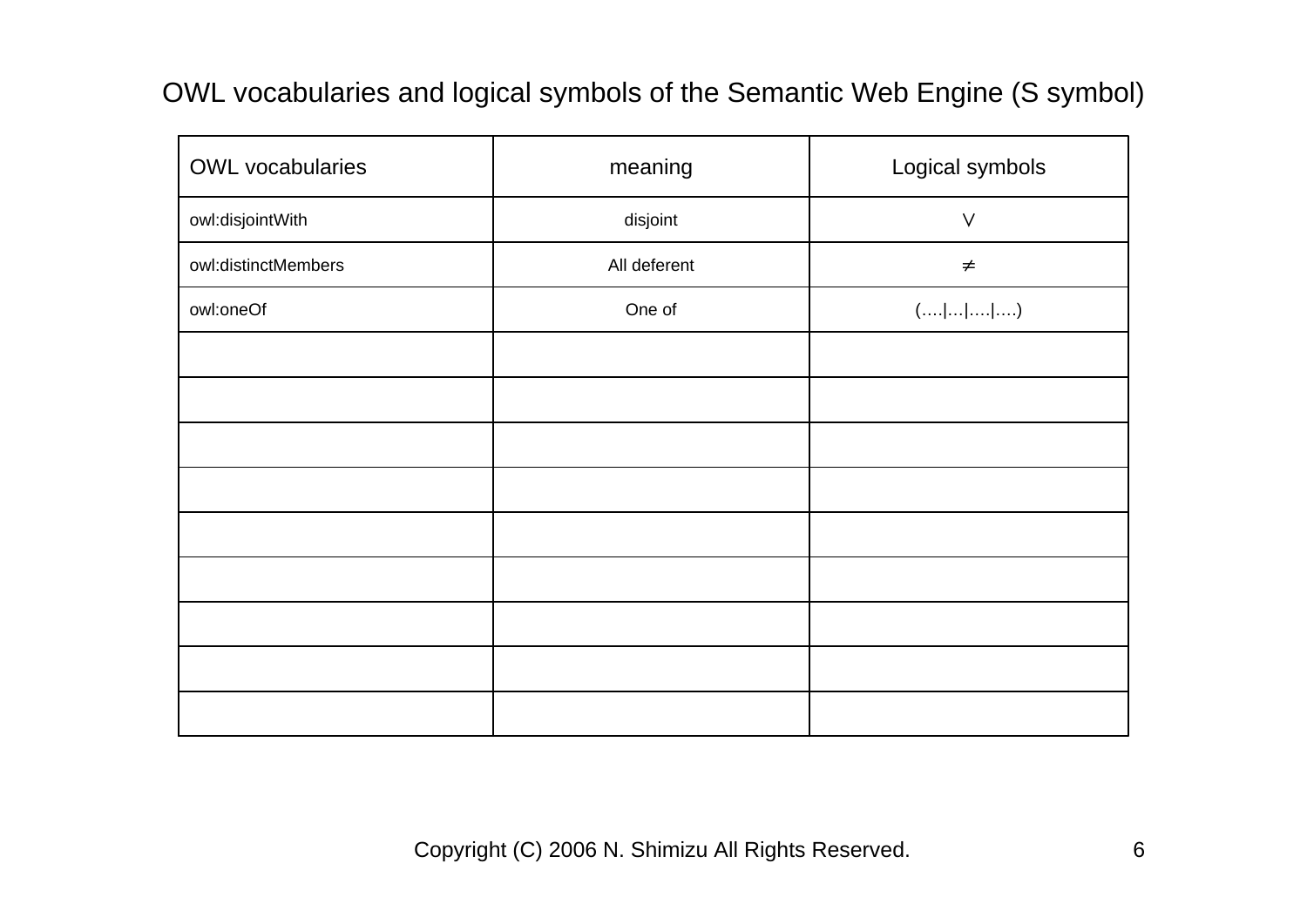# OWL vocabularies and logical symbols of the Semantic Web Engine (S symbol)

| OWL vocabularies | meaning | Logical symbols |
|---|---|---|
| owl:disjointWith | disjoint | $\vee$ |
| owl:distinctMembers | All deferent | $\neq$ |
| owl:oneOf | One of | (….\|…\|….\|….) |
| | | |
| | | |
| | | |
| | | |
| | | |
| | | |
| | | |
| | | |
| | | |

Copyright (C) 2006 N. Shimizu All Rights Reserved.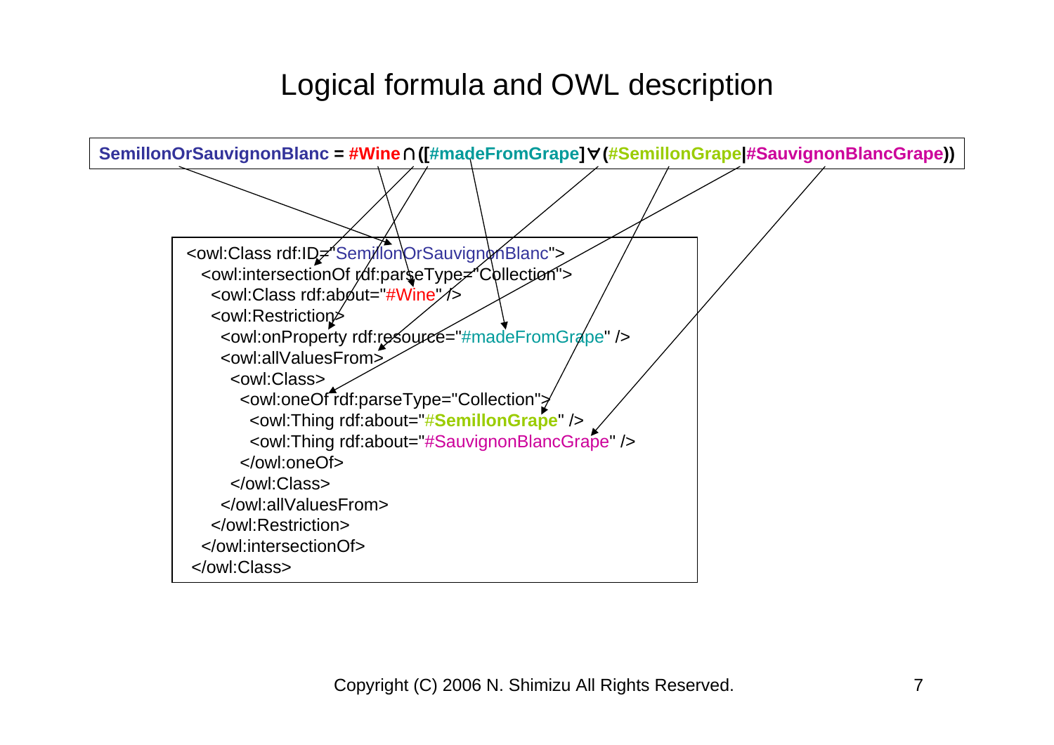# Logical formula and OWL description

**SemillonOrSauvignonBlanc = #Wine ∩ ([#madeFromGrape] ∀ (#SemillonGrape|#SauvignonBlancGrape))**

```
<owl:Class rdf:ID="SemillonOrSauvignonBlanc">
  <owl:intersectionOf rdf:parseType="Collection">
    <owl:Class rdf:about="#Wine" />
    <owl:Restriction>
      <owl:onProperty rdf:resource="#madeFromGrape" />
      <owl:allValuesFrom>
        <owl:Class>
          <owl:oneOf rdf:parseType="Collection">
            <owl:Thing rdf:about="#SemillonGrape" />
            <owl:Thing rdf:about="#SauvignonBlancGrape" />
          </owl:oneOf>
        </owl:Class>
      </owl:allValuesFrom>
    </owl:Restriction>
  </owl:intersectionOf>
</owl:Class>
```

Copyright (C) 2006 N. Shimizu All Rights Reserved.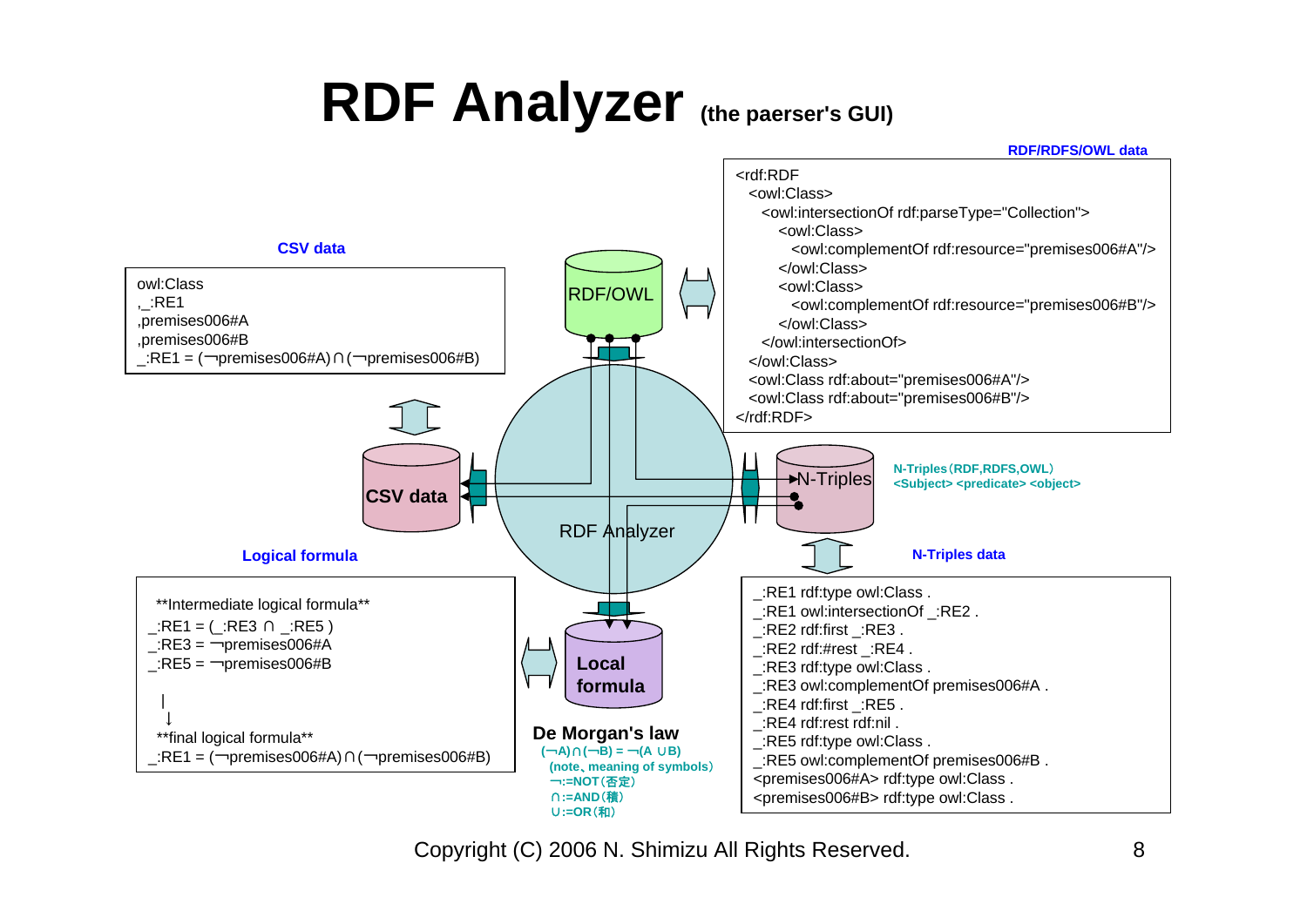# RDF Analyzer (the paerser's GUI)

**RDF/RDFS/OWL data**

```
<rdf:RDF
  <owl:Class>
    <owl:intersectionOf rdf:parseType="Collection">
      <owl:Class>
        <owl:complementOf rdf:resource="premises006#A"/>
      </owl:Class>
      <owl:Class>
        <owl:complementOf rdf:resource="premises006#B"/>
      </owl:Class>
    </owl:intersectionOf>
  </owl:Class>
  <owl:Class rdf:about="premises006#A"/>
  <owl:Class rdf:about="premises006#B"/>
</rdf:RDF>
```

**CSV data**

```
owl:Class
,_:RE1
,premises006#A
,premises006#B
_:RE1 = (¬premises006#A)∩(¬premises006#B)
```

RDF/OWL

CSV data

RDF Analyzer

N-Triples

**N-Triples(RDF,RDFS,OWL)**
**<Subject> <predicate> <object>**

Local formula

**Logical formula**

```
**Intermediate logical formula**
_:RE1 = (_:RE3 ∩ _:RE5 )
_:RE3 = ¬premises006#A
_:RE5 = ¬premises006#B

 |
 ↓
**final logical formula**
_:RE1 = (¬premises006#A)∩(¬premises006#B)
```

**De Morgan's law**

**(¬A)∩(¬B) = ¬(A ∪B)**
**(note、meaning of symbols)**
**¬:=NOT(否定)**
**∩:=AND(積)**
**∪:=OR(和)**

**N-Triples data**

```
_:RE1 rdf:type owl:Class .
_:RE1 owl:intersectionOf _:RE2 .
_:RE2 rdf:first _:RE3 .
_:RE2 rdf:#rest _:RE4 .
_:RE3 rdf:type owl:Class .
_:RE3 owl:complementOf premises006#A .
_:RE4 rdf:first _:RE5 .
_:RE4 rdf:rest rdf:nil .
_:RE5 rdf:type owl:Class .
_:RE5 owl:complementOf premises006#B .
<premises006#A> rdf:type owl:Class .
<premises006#B> rdf:type owl:Class .
```

Copyright (C) 2006 N. Shimizu All Rights Reserved.